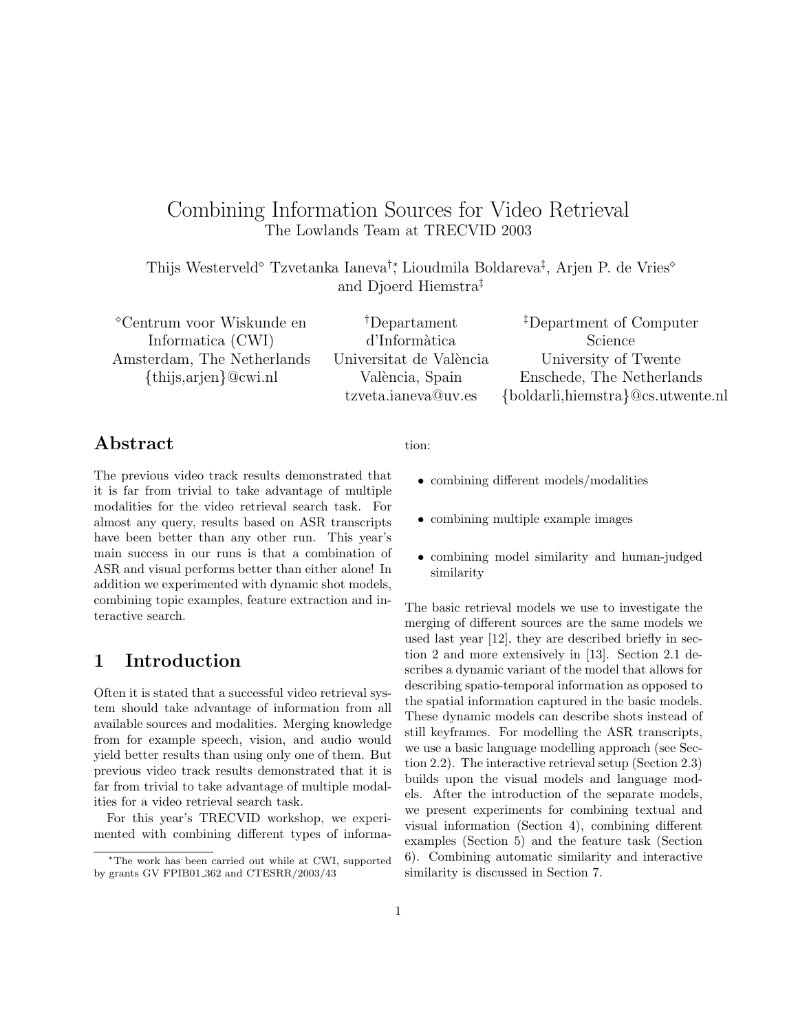# Combining Information Sources for Video Retrieval

The Lowlands Team at TRECVID 2003

Thijs Westerveld[◇] Tzvetanka Ianeva[†]*, Lioudmila Boldareva[‡], Arjen P. de Vries[◇] and Djoerd Hiemstra[‡]

[◇]Centrum voor Wiskunde en Informatica (CWI)
Amsterdam, The Netherlands
{thijs,arjen}@cwi.nl

[†]Departament d'Informàtica
Universitat de València
València, Spain
tzveta.ianeva@uv.es

[‡]Department of Computer Science
University of Twente
Enschede, The Netherlands
{boldarli,hiemstra}@cs.utwente.nl

## Abstract

The previous video track results demonstrated that it is far from trivial to take advantage of multiple modalities for the video retrieval search task. For almost any query, results based on ASR transcripts have been better than any other run. This year's main success in our runs is that a combination of ASR and visual performs better than either alone! In addition we experimented with dynamic shot models, combining topic examples, feature extraction and interactive search.

## 1 Introduction

Often it is stated that a successful video retrieval system should take advantage of information from all available sources and modalities. Merging knowledge from for example speech, vision, and audio would yield better results than using only one of them. But previous video track results demonstrated that it is far from trivial to take advantage of multiple modalities for a video retrieval search task.

For this year's TRECVID workshop, we experimented with combining different types of information:

- combining different models/modalities
- combining multiple example images
- combining model similarity and human-judged similarity

The basic retrieval models we use to investigate the merging of different sources are the same models we used last year [12], they are described briefly in section 2 and more extensively in [13]. Section 2.1 describes a dynamic variant of the model that allows for describing spatio-temporal information as opposed to the spatial information captured in the basic models. These dynamic models can describe shots instead of still keyframes. For modelling the ASR transcripts, we use a basic language modelling approach (see Section 2.2). The interactive retrieval setup (Section 2.3) builds upon the visual models and language models. After the introduction of the separate models, we present experiments for combining textual and visual information (Section 4), combining different examples (Section 5) and the feature task (Section 6). Combining automatic similarity and interactive similarity is discussed in Section 7.

*The work has been carried out while at CWI, supported by grants GV FPIB01_362 and CTESRR/2003/43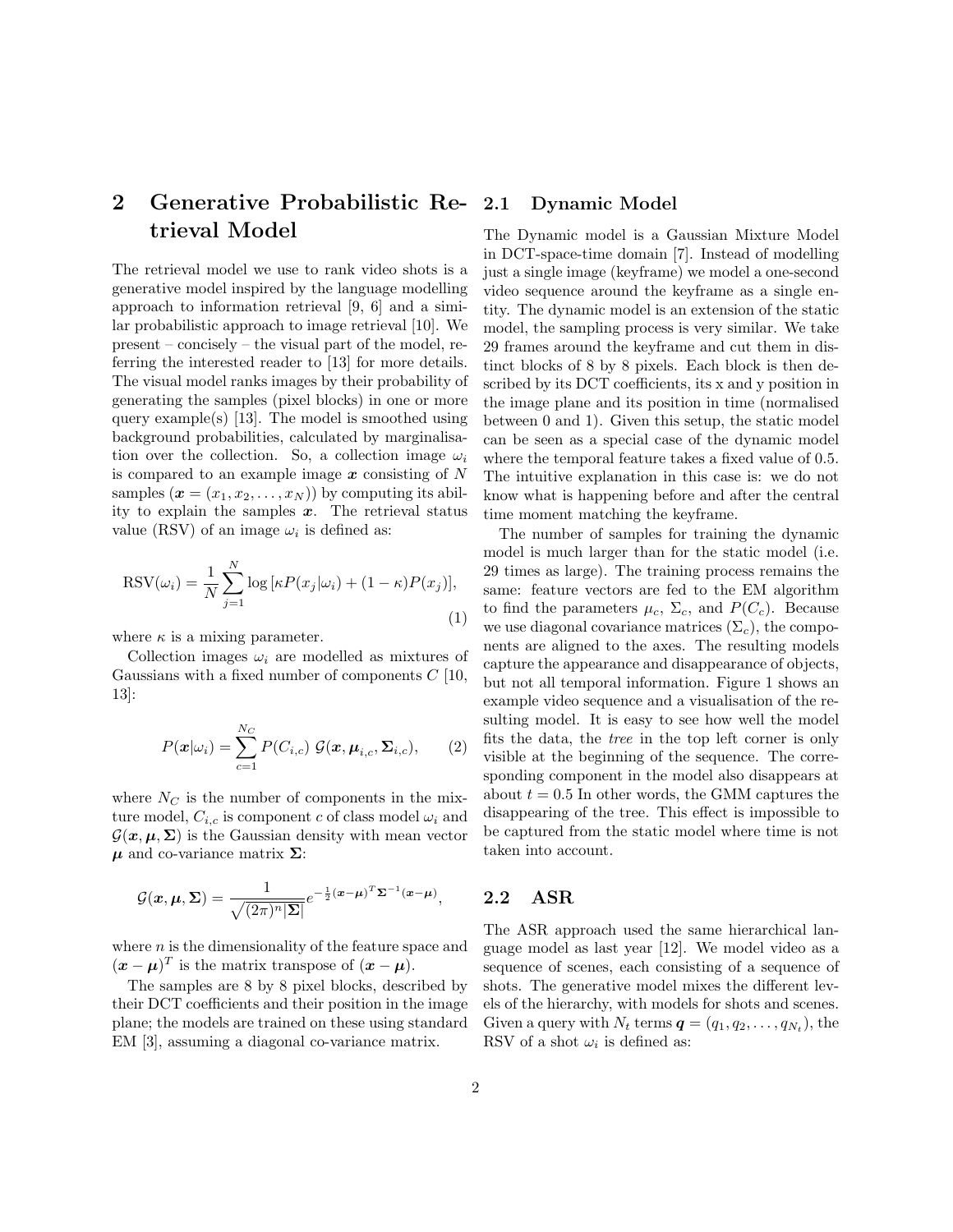## 2 Generative Probabilistic Retrieval Model

The retrieval model we use to rank video shots is a generative model inspired by the language modelling approach to information retrieval [9, 6] and a similar probabilistic approach to image retrieval [10]. We present – concisely – the visual part of the model, referring the interested reader to [13] for more details. The visual model ranks images by their probability of generating the samples (pixel blocks) in one or more query example(s) [13]. The model is smoothed using background probabilities, calculated by marginalisation over the collection. So, a collection image $\omega_i$ is compared to an example image $\boldsymbol{x}$ consisting of $N$ samples ($\boldsymbol{x} = (x_1, x_2, \ldots, x_N)$) by computing its ability to explain the samples $\boldsymbol{x}$. The retrieval status value (RSV) of an image $\omega_i$ is defined as:

$$\mathrm{RSV}(\omega_i) = \frac{1}{N} \sum_{j=1}^{N} \log \left[\kappa P(x_j|\omega_i) + (1-\kappa)P(x_j)\right], \tag{1}$$

where $\kappa$ is a mixing parameter.

Collection images $\omega_i$ are modelled as mixtures of Gaussians with a fixed number of components $C$ [10, 13]:

$$P(\boldsymbol{x}|\omega_i) = \sum_{c=1}^{N_C} P(C_{i,c})\ \mathcal{G}(\boldsymbol{x}, \boldsymbol{\mu}_{i,c}, \boldsymbol{\Sigma}_{i,c}), \tag{2}$$

where $N_C$ is the number of components in the mixture model, $C_{i,c}$ is component $c$ of class model $\omega_i$ and $\mathcal{G}(\boldsymbol{x}, \boldsymbol{\mu}, \boldsymbol{\Sigma})$ is the Gaussian density with mean vector $\boldsymbol{\mu}$ and co-variance matrix $\boldsymbol{\Sigma}$:

$$\mathcal{G}(\boldsymbol{x}, \boldsymbol{\mu}, \boldsymbol{\Sigma}) = \frac{1}{\sqrt{(2\pi)^n |\boldsymbol{\Sigma}|}} e^{-\frac{1}{2}(\boldsymbol{x}-\boldsymbol{\mu})^T \boldsymbol{\Sigma}^{-1} (\boldsymbol{x}-\boldsymbol{\mu})},$$

where $n$ is the dimensionality of the feature space and $(\boldsymbol{x}-\boldsymbol{\mu})^T$ is the matrix transpose of $(\boldsymbol{x}-\boldsymbol{\mu})$.

The samples are 8 by 8 pixel blocks, described by their DCT coefficients and their position in the image plane; the models are trained on these using standard EM [3], assuming a diagonal co-variance matrix.

### 2.1 Dynamic Model

The Dynamic model is a Gaussian Mixture Model in DCT-space-time domain [7]. Instead of modelling just a single image (keyframe) we model a one-second video sequence around the keyframe as a single entity. The dynamic model is an extension of the static model, the sampling process is very similar. We take 29 frames around the keyframe and cut them in distinct blocks of 8 by 8 pixels. Each block is then described by its DCT coefficients, its x and y position in the image plane and its position in time (normalised between 0 and 1). Given this setup, the static model can be seen as a special case of the dynamic model where the temporal feature takes a fixed value of 0.5. The intuitive explanation in this case is: we do not know what is happening before and after the central time moment matching the keyframe.

The number of samples for training the dynamic model is much larger than for the static model (i.e. 29 times as large). The training process remains the same: feature vectors are fed to the EM algorithm to find the parameters $\mu_c$, $\Sigma_c$, and $P(C_c)$. Because we use diagonal covariance matrices ($\Sigma_c$), the components are aligned to the axes. The resulting models capture the appearance and disappearance of objects, but not all temporal information. Figure 1 shows an example video sequence and a visualisation of the resulting model. It is easy to see how well the model fits the data, the *tree* in the top left corner is only visible at the beginning of the sequence. The corresponding component in the model also disappears at about $t = 0.5$ In other words, the GMM captures the disappearing of the tree. This effect is impossible to be captured from the static model where time is not taken into account.

### 2.2 ASR

The ASR approach used the same hierarchical language model as last year [12]. We model video as a sequence of scenes, each consisting of a sequence of shots. The generative model mixes the different levels of the hierarchy, with models for shots and scenes. Given a query with $N_t$ terms $\boldsymbol{q} = (q_1, q_2, \ldots, q_{N_t})$, the RSV of a shot $\omega_i$ is defined as: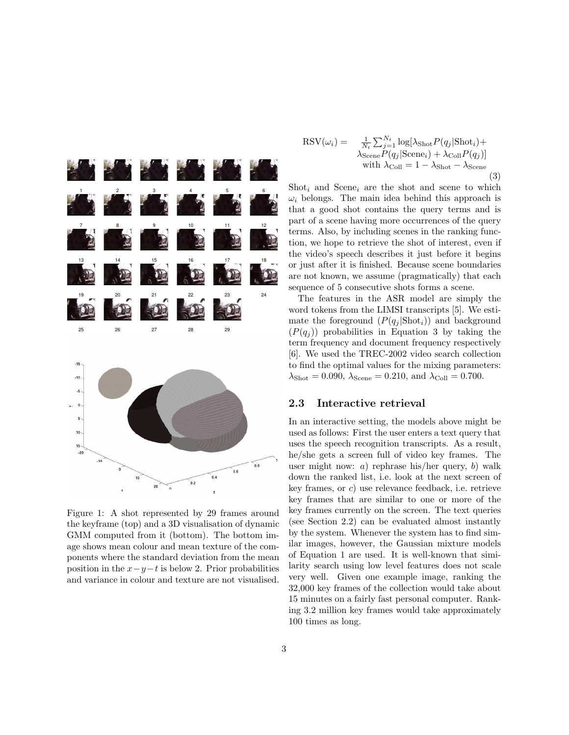$$\text{RSV}(\omega_i) = \frac{1}{N_t}\sum_{j=1}^{N_t} \log[\lambda_{\text{Shot}} P(q_j|\text{Shot}_i) + \lambda_{\text{Scene}} P(q_j|\text{Scene}_i) + \lambda_{\text{Coll}} P(q_j)]$$
$$\text{with } \lambda_{\text{Coll}} = 1 - \lambda_{\text{Shot}} - \lambda_{\text{Scene}} \quad (3)$$

$\text{Shot}_i$ and $\text{Scene}_i$ are the shot and scene to which $\omega_i$ belongs. The main idea behind this approach is that a good shot contains the query terms and is part of a scene having more occurrences of the query terms. Also, by including scenes in the ranking function, we hope to retrieve the shot of interest, even if the video's speech describes it just before it begins or just after it is finished. Because scene boundaries are not known, we assume (pragmatically) that each sequence of 5 consecutive shots forms a scene.

The features in the ASR model are simply the word tokens from the LIMSI transcripts [5]. We estimate the foreground ($P(q_j|\text{Shot}_i)$) and background ($P(q_j)$) probabilities in Equation 3 by taking the term frequency and document frequency respectively [6]. We used the TREC-2002 video search collection to find the optimal values for the mixing parameters: $\lambda_{\text{Shot}} = 0.090$, $\lambda_{\text{Scene}} = 0.210$, and $\lambda_{\text{Coll}} = 0.700$.

Figure 1: A shot represented by 29 frames around the keyframe (top) and a 3D visualisation of dynamic GMM computed from it (bottom). The bottom image shows mean colour and mean texture of the components where the standard deviation from the mean position in the $x-y-t$ is below 2. Prior probabilities and variance in colour and texture are not visualised.

## 2.3 Interactive retrieval

In an interactive setting, the models above might be used as follows: First the user enters a text query that uses the speech recognition transcripts. As a result, he/she gets a screen full of video key frames. The user might now: *a*) rephrase his/her query, *b*) walk down the ranked list, i.e. look at the next screen of key frames, or *c*) use relevance feedback, i.e. retrieve key frames that are similar to one or more of the key frames currently on the screen. The text queries (see Section 2.2) can be evaluated almost instantly by the system. Whenever the system has to find similar images, however, the Gaussian mixture models of Equation 1 are used. It is well-known that similarity search using low level features does not scale very well. Given one example image, ranking the 32,000 key frames of the collection would take about 15 minutes on a fairly fast personal computer. Ranking 3.2 million key frames would take approximately 100 times as long.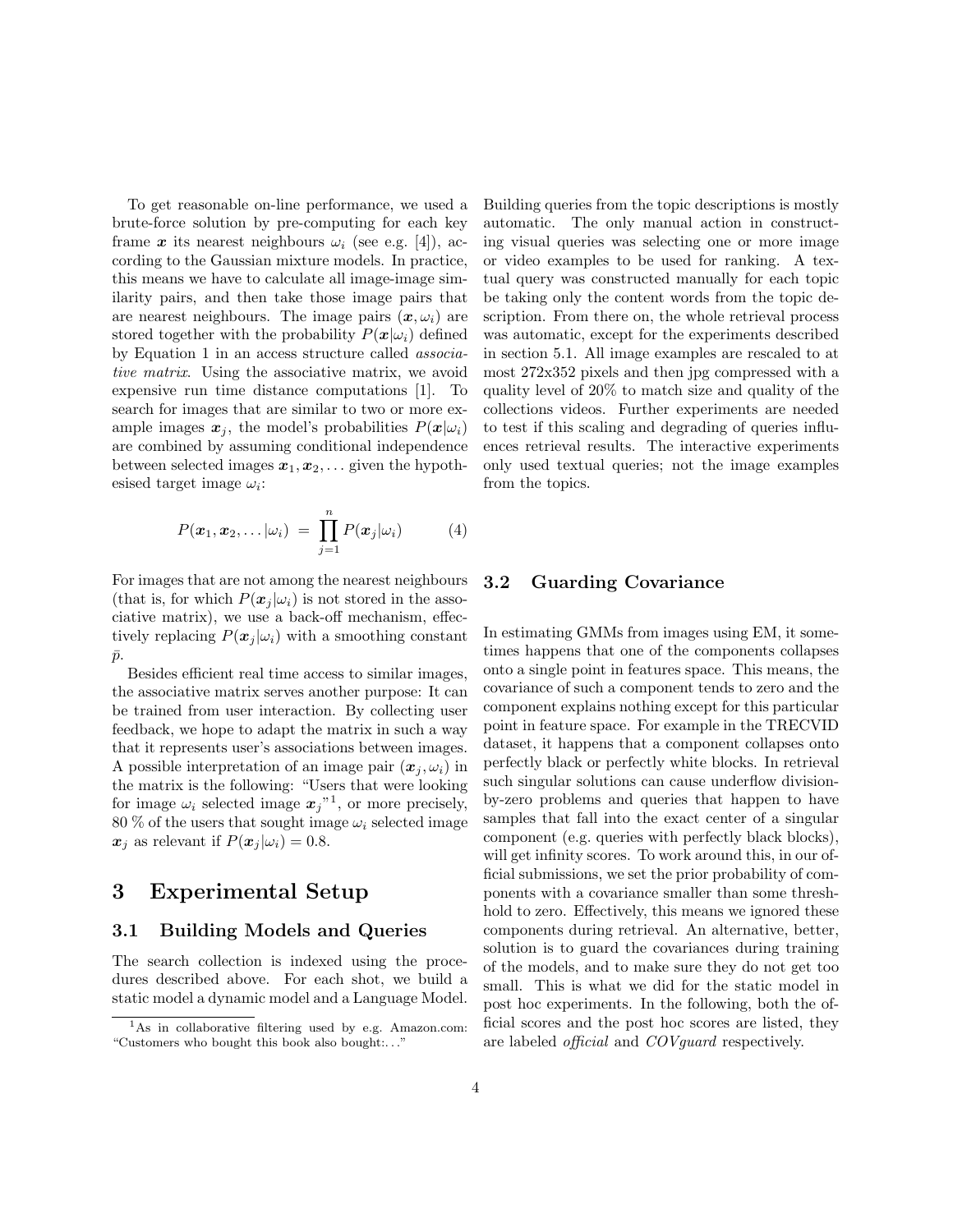To get reasonable on-line performance, we used a brute-force solution by pre-computing for each key frame $\boldsymbol{x}$ its nearest neighbours $\omega_i$ (see e.g. [4]), according to the Gaussian mixture models. In practice, this means we have to calculate all image-image similarity pairs, and then take those image pairs that are nearest neighbours. The image pairs $(\boldsymbol{x}, \omega_i)$ are stored together with the probability $P(\boldsymbol{x}|\omega_i)$ defined by Equation 1 in an access structure called *associative matrix*. Using the associative matrix, we avoid expensive run time distance computations [1]. To search for images that are similar to two or more example images $\boldsymbol{x}_j$, the model's probabilities $P(\boldsymbol{x}|\omega_i)$ are combined by assuming conditional independence between selected images $\boldsymbol{x}_1, \boldsymbol{x}_2, \ldots$ given the hypothesised target image $\omega_i$:

$$P(\boldsymbol{x}_1, \boldsymbol{x}_2, \ldots|\omega_i) \;=\; \prod_{j=1}^{n} P(\boldsymbol{x}_j|\omega_i) \qquad (4)$$

For images that are not among the nearest neighbours (that is, for which $P(\boldsymbol{x}_j|\omega_i)$ is not stored in the associative matrix), we use a back-off mechanism, effectively replacing $P(\boldsymbol{x}_j|\omega_i)$ with a smoothing constant $\bar{p}$.

Besides efficient real time access to similar images, the associative matrix serves another purpose: It can be trained from user interaction. By collecting user feedback, we hope to adapt the matrix in such a way that it represents user's associations between images. A possible interpretation of an image pair $(\boldsymbol{x}_j, \omega_i)$ in the matrix is the following: "Users that were looking for image $\omega_i$ selected image $\boldsymbol{x}_j$"[1], or more precisely, 80 % of the users that sought image $\omega_i$ selected image $\boldsymbol{x}_j$ as relevant if $P(\boldsymbol{x}_j|\omega_i) = 0.8$.

[1] As in collaborative filtering used by e.g. Amazon.com: "Customers who bought this book also bought:. . ."

# 3 Experimental Setup

## 3.1 Building Models and Queries

The search collection is indexed using the procedures described above. For each shot, we build a static model a dynamic model and a Language Model. Building queries from the topic descriptions is mostly automatic. The only manual action in constructing visual queries was selecting one or more image or video examples to be used for ranking. A textual query was constructed manually for each topic be taking only the content words from the topic description. From there on, the whole retrieval process was automatic, except for the experiments described in section 5.1. All image examples are rescaled to at most 272x352 pixels and then jpg compressed with a quality level of 20% to match size and quality of the collections videos. Further experiments are needed to test if this scaling and degrading of queries influences retrieval results. The interactive experiments only used textual queries; not the image examples from the topics.

## 3.2 Guarding Covariance

In estimating GMMs from images using EM, it sometimes happens that one of the components collapses onto a single point in features space. This means, the covariance of such a component tends to zero and the component explains nothing except for this particular point in feature space. For example in the TRECVID dataset, it happens that a component collapses onto perfectly black or perfectly white blocks. In retrieval such singular solutions can cause underflow division-by-zero problems and queries that happen to have samples that fall into the exact center of a singular component (e.g. queries with perfectly black blocks), will get infinity scores. To work around this, in our official submissions, we set the prior probability of components with a covariance smaller than some threshhold to zero. Effectively, this means we ignored these components during retrieval. An alternative, better, solution is to guard the covariances during training of the models, and to make sure they do not get too small. This is what we did for the static model in post hoc experiments. In the following, both the official scores and the post hoc scores are listed, they are labeled *official* and *COVguard* respectively.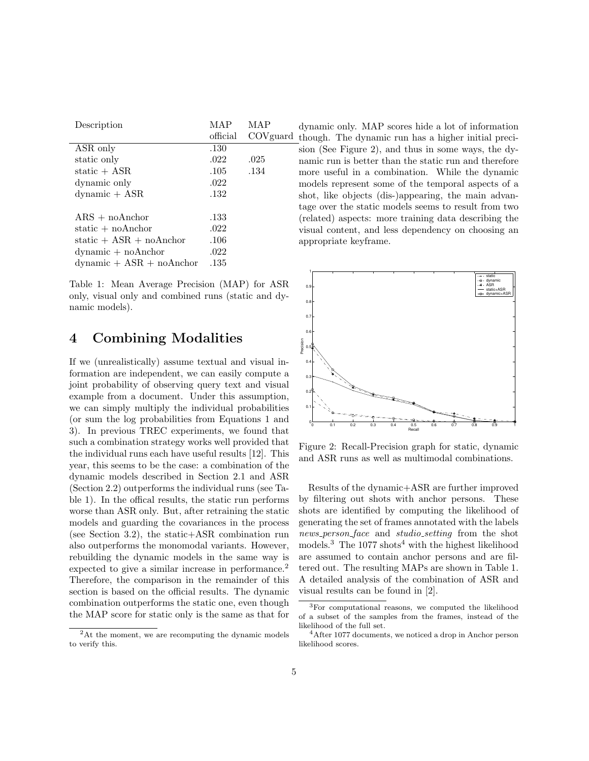| Description | MAP official | MAP COVguard |
|---|---|---|
| ASR only | .130 | |
| static only | .022 | .025 |
| static + ASR | .105 | .134 |
| dynamic only | .022 | |
| dynamic + ASR | .132 | |
| ARS + noAnchor | .133 | |
| static + noAnchor | .022 | |
| static + ASR + noAnchor | .106 | |
| dynamic + noAnchor | .022 | |
| dynamic + ASR + noAnchor | .135 | |

Table 1: Mean Average Precision (MAP) for ASR only, visual only and combined runs (static and dynamic models).

# 4 Combining Modalities

If we (unrealistically) assume textual and visual information are independent, we can easily compute a joint probability of observing query text and visual example from a document. Under this assumption, we can simply multiply the individual probabilities (or sum the log probabilities from Equations 1 and 3). In previous TREC experiments, we found that such a combination strategy works well provided that the individual runs each have useful results [12]. This year, this seems to be the case: a combination of the dynamic models described in Section 2.1 and ASR (Section 2.2) outperforms the individual runs (see Table 1). In the offical results, the static run performs worse than ASR only. But, after retraining the static models and guarding the covariances in the process (see Section 3.2), the static+ASR combination run also outperforms the monomodal variants. However, rebuilding the dynamic models in the same way is expected to give a similar increase in performance.[2] Therefore, the comparison in the remainder of this section is based on the official results. The dynamic combination outperforms the static one, even though the MAP score for static only is the same as that for dynamic only. MAP scores hide a lot of information though. The dynamic run has a higher initial precision (See Figure 2), and thus in some ways, the dynamic run is better than the static run and therefore more useful in a combination. While the dynamic models represent some of the temporal aspects of a shot, like objects (dis-)appearing, the main advantage over the static models seems to result from two (related) aspects: more training data describing the visual content, and less dependency on choosing an appropriate keyframe.

Figure 2: Recall-Precision graph for static, dynamic and ASR runs as well as multimodal combinations.

Results of the dynamic+ASR are further improved by filtering out shots with anchor persons. These shots are identified by computing the likelihood of generating the set of frames annotated with the labels *news_person_face* and *studio_setting* from the shot models.[3] The 1077 shots[4] with the highest likelihood are assumed to contain anchor persons and are filtered out. The resulting MAPs are shown in Table 1. A detailed analysis of the combination of ASR and visual results can be found in [2].

[2] At the moment, we are recomputing the dynamic models to verify this.

[3] For computational reasons, we computed the likelihood of a subset of the samples from the frames, instead of the likelihood of the full set.

[4] After 1077 documents, we noticed a drop in Anchor person likelihood scores.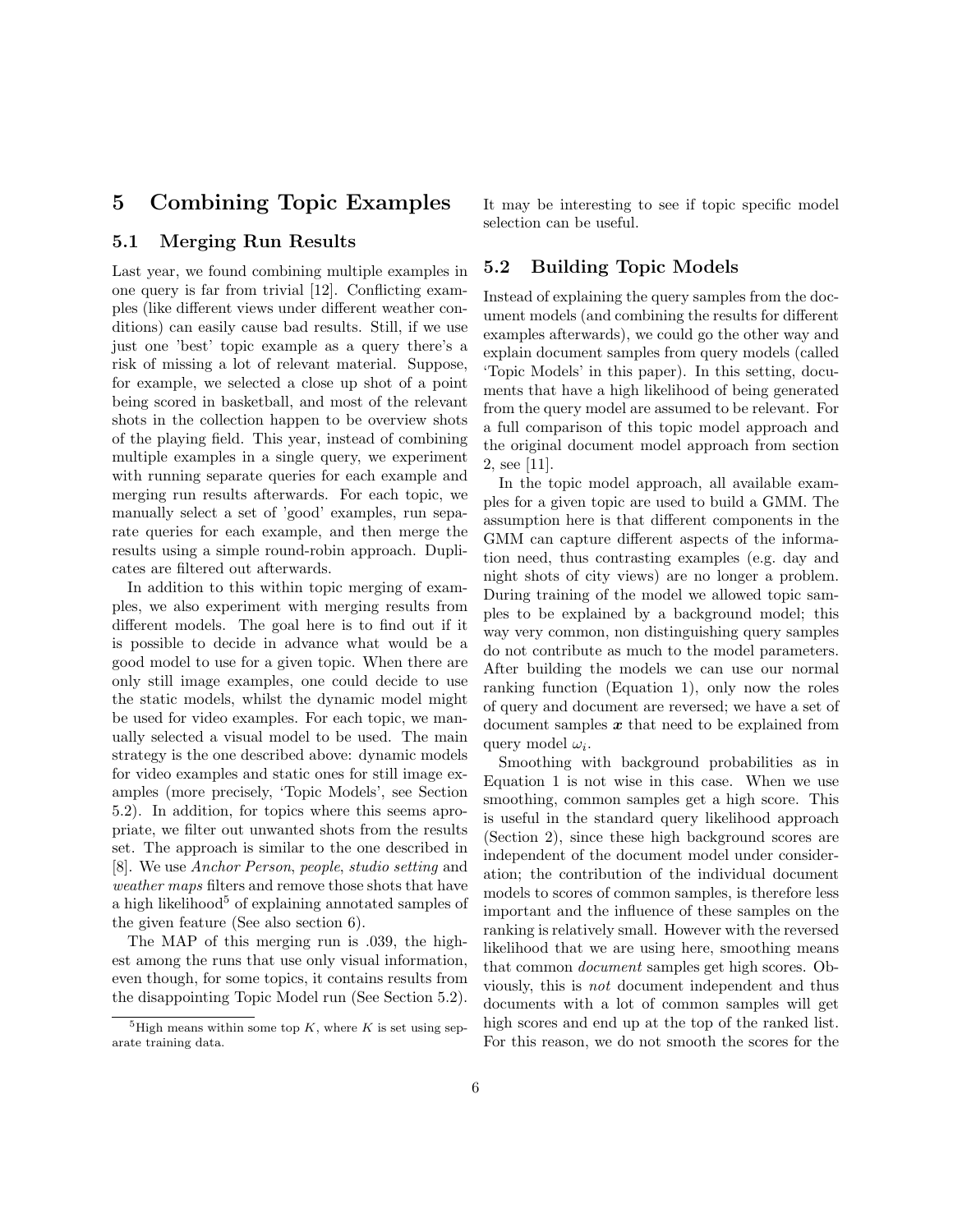## 5 Combining Topic Examples

### 5.1 Merging Run Results

Last year, we found combining multiple examples in one query is far from trivial [12]. Conflicting examples (like different views under different weather conditions) can easily cause bad results. Still, if we use just one 'best' topic example as a query there's a risk of missing a lot of relevant material. Suppose, for example, we selected a close up shot of a point being scored in basketball, and most of the relevant shots in the collection happen to be overview shots of the playing field. This year, instead of combining multiple examples in a single query, we experiment with running separate queries for each example and merging run results afterwards. For each topic, we manually select a set of 'good' examples, run separate queries for each example, and then merge the results using a simple round-robin approach. Duplicates are filtered out afterwards.

In addition to this within topic merging of examples, we also experiment with merging results from different models. The goal here is to find out if it is possible to decide in advance what would be a good model to use for a given topic. When there are only still image examples, one could decide to use the static models, whilst the dynamic model might be used for video examples. For each topic, we manually selected a visual model to be used. The main strategy is the one described above: dynamic models for video examples and static ones for still image examples (more precisely, 'Topic Models', see Section 5.2). In addition, for topics where this seems apropriate, we filter out unwanted shots from the results set. The approach is similar to the one described in [8]. We use *Anchor Person*, *people*, *studio setting* and *weather maps* filters and remove those shots that have a high likelihood[5] of explaining annotated samples of the given feature (See also section 6).

The MAP of this merging run is .039, the highest among the runs that use only visual information, even though, for some topics, it contains results from the disappointing Topic Model run (See Section 5.2). It may be interesting to see if topic specific model selection can be useful.

[5] High means within some top $K$, where $K$ is set using separate training data.

### 5.2 Building Topic Models

Instead of explaining the query samples from the document models (and combining the results for different examples afterwards), we could go the other way and explain document samples from query models (called 'Topic Models' in this paper). In this setting, documents that have a high likelihood of being generated from the query model are assumed to be relevant. For a full comparison of this topic model approach and the original document model approach from section 2, see [11].

In the topic model approach, all available examples for a given topic are used to build a GMM. The assumption here is that different components in the GMM can capture different aspects of the information need, thus contrasting examples (e.g. day and night shots of city views) are no longer a problem. During training of the model we allowed topic samples to be explained by a background model; this way very common, non distinguishing query samples do not contribute as much to the model parameters. After building the models we can use our normal ranking function (Equation 1), only now the roles of query and document are reversed; we have a set of document samples $\boldsymbol{x}$ that need to be explained from query model $\omega_i$.

Smoothing with background probabilities as in Equation 1 is not wise in this case. When we use smoothing, common samples get a high score. This is useful in the standard query likelihood approach (Section 2), since these high background scores are independent of the document model under consideration; the contribution of the individual document models to scores of common samples, is therefore less important and the influence of these samples on the ranking is relatively small. However with the reversed likelihood that we are using here, smoothing means that common *document* samples get high scores. Obviously, this is *not* document independent and thus documents with a lot of common samples will get high scores and end up at the top of the ranked list. For this reason, we do not smooth the scores for the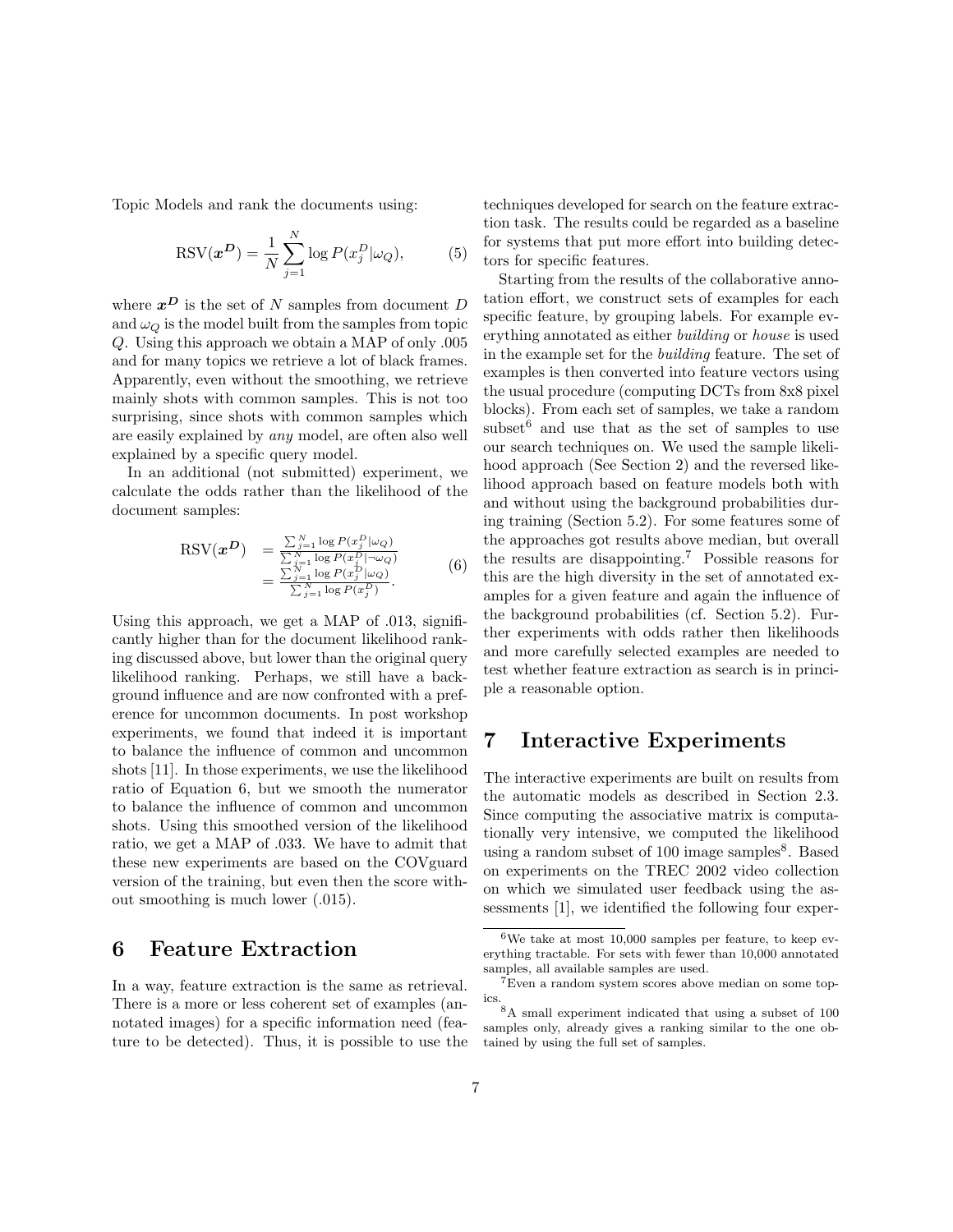Topic Models and rank the documents using:

$$\text{RSV}(\boldsymbol{x^D}) = \frac{1}{N}\sum_{j=1}^{N} \log P(x_j^D|\omega_Q), \tag{5}$$

where $\boldsymbol{x^D}$ is the set of $N$ samples from document $D$ and $\omega_Q$ is the model built from the samples from topic $Q$. Using this approach we obtain a MAP of only .005 and for many topics we retrieve a lot of black frames. Apparently, even without the smoothing, we retrieve mainly shots with common samples. This is not too surprising, since shots with common samples which are easily explained by *any* model, are often also well explained by a specific query model.

In an additional (not submitted) experiment, we calculate the odds rather than the likelihood of the document samples:

$$\begin{aligned}\text{RSV}(\boldsymbol{x^D}) &= \frac{\sum_{j=1}^{N} \log P(x_j^D|\omega_Q)}{\sum_{j=1}^{N} \log P(x_j^D|\neg\omega_Q)} \\ &= \frac{\sum_{j=1}^{N} \log P(x_j^D|\omega_Q)}{\sum_{j=1}^{N} \log P(x_j^D)}.\end{aligned} \tag{6}$$

Using this approach, we get a MAP of .013, significantly higher than for the document likelihood ranking discussed above, but lower than the original query likelihood ranking. Perhaps, we still have a background influence and are now confronted with a preference for uncommon documents. In post workshop experiments, we found that indeed it is important to balance the influence of common and uncommon shots [11]. In those experiments, we use the likelihood ratio of Equation 6, but we smooth the numerator to balance the influence of common and uncommon shots. Using this smoothed version of the likelihood ratio, we get a MAP of .033. We have to admit that these new experiments are based on the COVguard version of the training, but even then the score without smoothing is much lower (.015).

# 6 Feature Extraction

In a way, feature extraction is the same as retrieval. There is a more or less coherent set of examples (annotated images) for a specific information need (feature to be detected). Thus, it is possible to use the techniques developed for search on the feature extraction task. The results could be regarded as a baseline for systems that put more effort into building detectors for specific features.

Starting from the results of the collaborative annotation effort, we construct sets of examples for each specific feature, by grouping labels. For example everything annotated as either *building* or *house* is used in the example set for the *building* feature. The set of examples is then converted into feature vectors using the usual procedure (computing DCTs from 8x8 pixel blocks). From each set of samples, we take a random subset[6] and use that as the set of samples to use our search techniques on. We used the sample likelihood approach (See Section 2) and the reversed likelihood approach based on feature models both with and without using the background probabilities during training (Section 5.2). For some features some of the approaches got results above median, but overall the results are disappointing.[7] Possible reasons for this are the high diversity in the set of annotated examples for a given feature and again the influence of the background probabilities (cf. Section 5.2). Further experiments with odds rather then likelihoods and more carefully selected examples are needed to test whether feature extraction as search is in principle a reasonable option.

# 7 Interactive Experiments

The interactive experiments are built on results from the automatic models as described in Section 2.3. Since computing the associative matrix is computationally very intensive, we computed the likelihood using a random subset of 100 image samples[8]. Based on experiments on the TREC 2002 video collection on which we simulated user feedback using the assessments [1], we identified the following four exper-

[6] We take at most 10,000 samples per feature, to keep everything tractable. For sets with fewer than 10,000 annotated samples, all available samples are used.

[7] Even a random system scores above median on some topics.

[8] A small experiment indicated that using a subset of 100 samples only, already gives a ranking similar to the one obtained by using the full set of samples.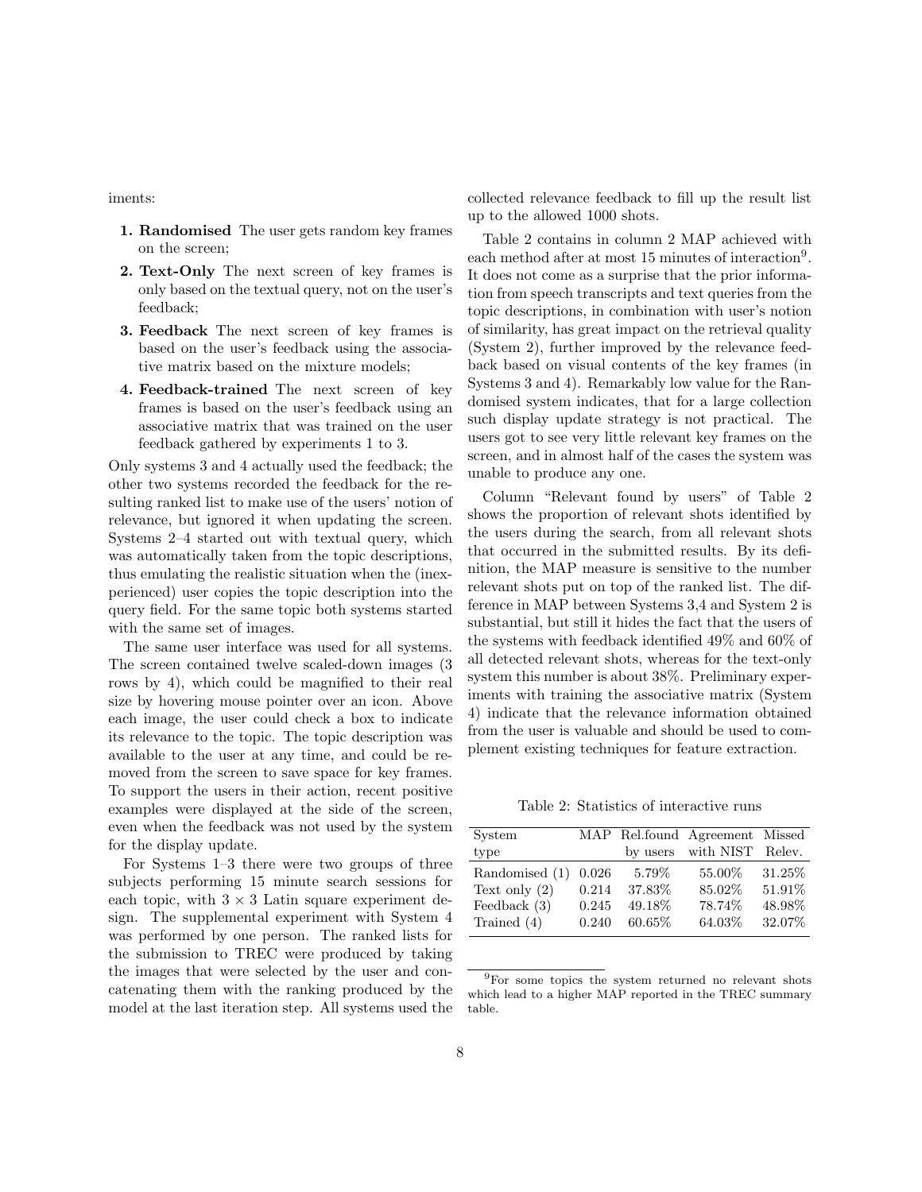iments:

1. **Randomised** The user gets random key frames on the screen;
2. **Text-Only** The next screen of key frames is only based on the textual query, not on the user's feedback;
3. **Feedback** The next screen of key frames is based on the user's feedback using the associative matrix based on the mixture models;
4. **Feedback-trained** The next screen of key frames is based on the user's feedback using an associative matrix that was trained on the user feedback gathered by experiments 1 to 3.

Only systems 3 and 4 actually used the feedback; the other two systems recorded the feedback for the resulting ranked list to make use of the users' notion of relevance, but ignored it when updating the screen. Systems 2–4 started out with textual query, which was automatically taken from the topic descriptions, thus emulating the realistic situation when the (inexperienced) user copies the topic description into the query field. For the same topic both systems started with the same set of images.

The same user interface was used for all systems. The screen contained twelve scaled-down images (3 rows by 4), which could be magnified to their real size by hovering mouse pointer over an icon. Above each image, the user could check a box to indicate its relevance to the topic. The topic description was available to the user at any time, and could be removed from the screen to save space for key frames. To support the users in their action, recent positive examples were displayed at the side of the screen, even when the feedback was not used by the system for the display update.

For Systems 1–3 there were two groups of three subjects performing 15 minute search sessions for each topic, with $3 \times 3$ Latin square experiment design. The supplemental experiment with System 4 was performed by one person. The ranked lists for the submission to TREC were produced by taking the images that were selected by the user and concatenating them with the ranking produced by the model at the last iteration step. All systems used the collected relevance feedback to fill up the result list up to the allowed 1000 shots.

Table 2 contains in column 2 MAP achieved with each method after at most 15 minutes of interaction[9]. It does not come as a surprise that the prior information from speech transcripts and text queries from the topic descriptions, in combination with user's notion of similarity, has great impact on the retrieval quality (System 2), further improved by the relevance feedback based on visual contents of the key frames (in Systems 3 and 4). Remarkably low value for the Randomised system indicates, that for a large collection such display update strategy is not practical. The users got to see very little relevant key frames on the screen, and in almost half of the cases the system was unable to produce any one.

Column "Relevant found by users" of Table 2 shows the proportion of relevant shots identified by the users during the search, from all relevant shots that occurred in the submitted results. By its definition, the MAP measure is sensitive to the number relevant shots put on top of the ranked list. The difference in MAP between Systems 3,4 and System 2 is substantial, but still it hides the fact that the users of the systems with feedback identified 49% and 60% of all detected relevant shots, whereas for the text-only system this number is about 38%. Preliminary experiments with training the associative matrix (System 4) indicate that the relevance information obtained from the user is valuable and should be used to complement existing techniques for feature extraction.

Table 2: Statistics of interactive runs

| System type | MAP | Rel.found by users | Agreement with NIST | Missed Relev. |
|---|---|---|---|---|
| Randomised (1) | 0.026 | 5.79% | 55.00% | 31.25% |
| Text only (2) | 0.214 | 37.83% | 85.02% | 51.91% |
| Feedback (3) | 0.245 | 49.18% | 78.74% | 48.98% |
| Trained (4) | 0.240 | 60.65% | 64.03% | 32.07% |

[9] For some topics the system returned no relevant shots which lead to a higher MAP reported in the TREC summary table.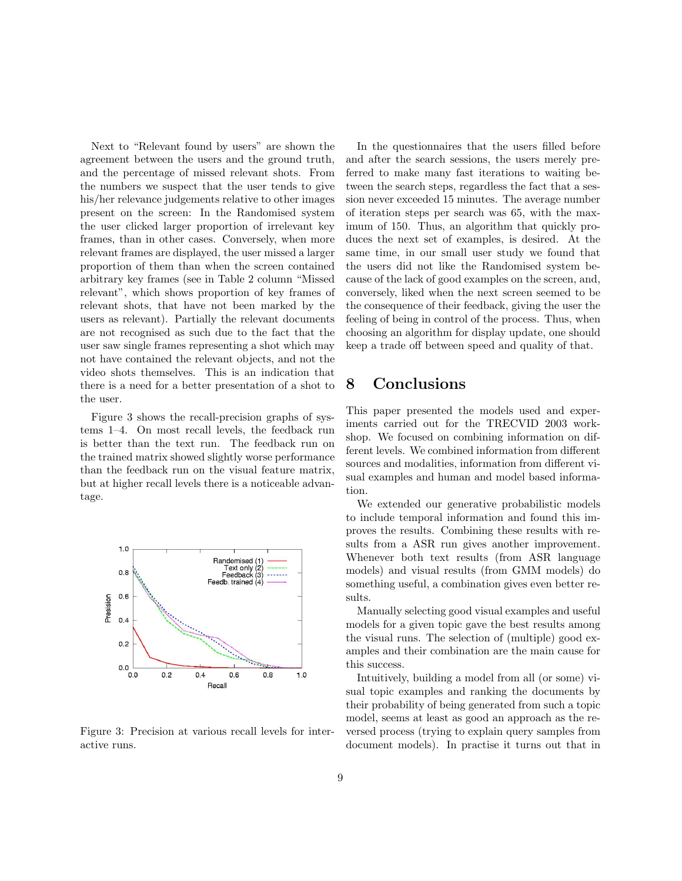Next to "Relevant found by users" are shown the agreement between the users and the ground truth, and the percentage of missed relevant shots. From the numbers we suspect that the user tends to give his/her relevance judgements relative to other images present on the screen: In the Randomised system the user clicked larger proportion of irrelevant key frames, than in other cases. Conversely, when more relevant frames are displayed, the user missed a larger proportion of them than when the screen contained arbitrary key frames (see in Table 2 column "Missed relevant", which shows proportion of key frames of relevant shots, that have not been marked by the users as relevant). Partially the relevant documents are not recognised as such due to the fact that the user saw single frames representing a shot which may not have contained the relevant objects, and not the video shots themselves. This is an indication that there is a need for a better presentation of a shot to the user.

Figure 3 shows the recall-precision graphs of systems 1–4. On most recall levels, the feedback run is better than the text run. The feedback run on the trained matrix showed slightly worse performance than the feedback run on the visual feature matrix, but at higher recall levels there is a noticeable advantage.

Figure 3: Precision at various recall levels for interactive runs.

In the questionnaires that the users filled before and after the search sessions, the users merely preferred to make many fast iterations to waiting between the search steps, regardless the fact that a session never exceeded 15 minutes. The average number of iteration steps per search was 65, with the maximum of 150. Thus, an algorithm that quickly produces the next set of examples, is desired. At the same time, in our small user study we found that the users did not like the Randomised system because of the lack of good examples on the screen, and, conversely, liked when the next screen seemed to be the consequence of their feedback, giving the user the feeling of being in control of the process. Thus, when choosing an algorithm for display update, one should keep a trade off between speed and quality of that.

# 8 Conclusions

This paper presented the models used and experiments carried out for the TRECVID 2003 workshop. We focused on combining information on different levels. We combined information from different sources and modalities, information from different visual examples and human and model based information.

We extended our generative probabilistic models to include temporal information and found this improves the results. Combining these results with results from a ASR run gives another improvement. Whenever both text results (from ASR language models) and visual results (from GMM models) do something useful, a combination gives even better results.

Manually selecting good visual examples and useful models for a given topic gave the best results among the visual runs. The selection of (multiple) good examples and their combination are the main cause for this success.

Intuitively, building a model from all (or some) visual topic examples and ranking the documents by their probability of being generated from such a topic model, seems at least as good an approach as the reversed process (trying to explain query samples from document models). In practise it turns out that in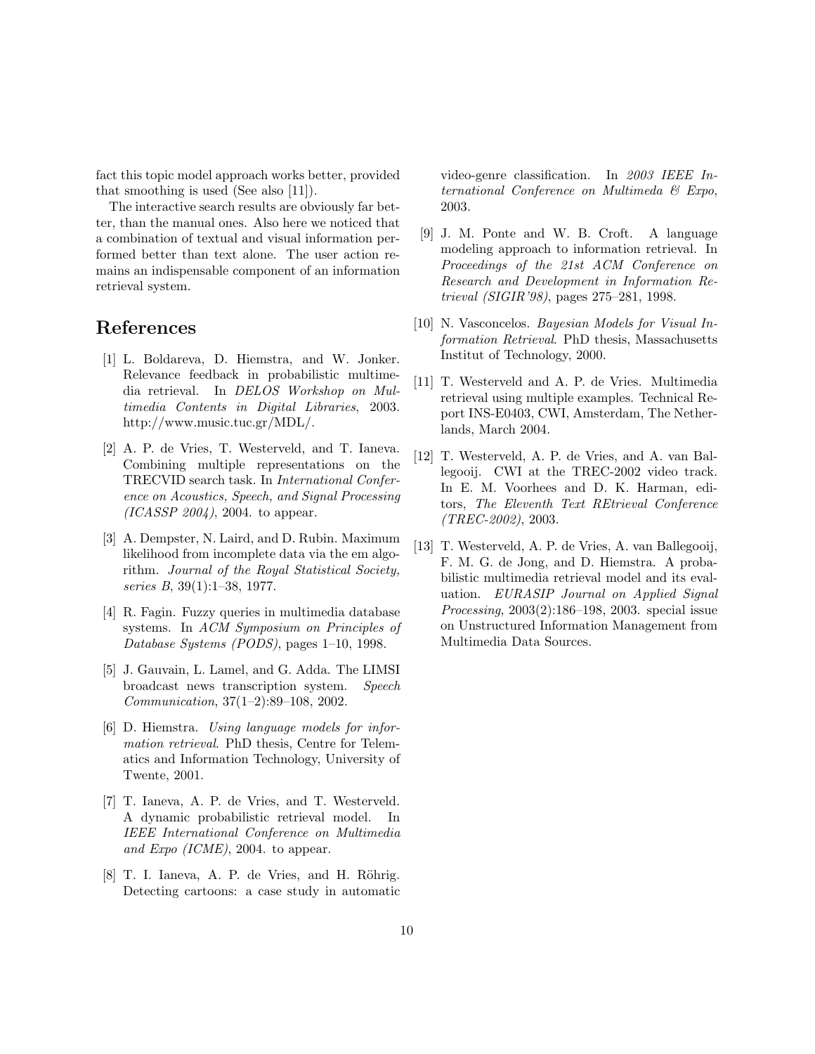fact this topic model approach works better, provided that smoothing is used (See also [11]).

The interactive search results are obviously far better, than the manual ones. Also here we noticed that a combination of textual and visual information performed better than text alone. The user action remains an indispensable component of an information retrieval system.

## References

[1] L. Boldareva, D. Hiemstra, and W. Jonker. Relevance feedback in probabilistic multimedia retrieval. In *DELOS Workshop on Multimedia Contents in Digital Libraries*, 2003. http://www.music.tuc.gr/MDL/.

[2] A. P. de Vries, T. Westerveld, and T. Ianeva. Combining multiple representations on the TRECVID search task. In *International Conference on Acoustics, Speech, and Signal Processing (ICASSP 2004)*, 2004. to appear.

[3] A. Dempster, N. Laird, and D. Rubin. Maximum likelihood from incomplete data via the em algorithm. *Journal of the Royal Statistical Society, series B*, 39(1):1–38, 1977.

[4] R. Fagin. Fuzzy queries in multimedia database systems. In *ACM Symposium on Principles of Database Systems (PODS)*, pages 1–10, 1998.

[5] J. Gauvain, L. Lamel, and G. Adda. The LIMSI broadcast news transcription system. *Speech Communication*, 37(1–2):89–108, 2002.

[6] D. Hiemstra. *Using language models for information retrieval*. PhD thesis, Centre for Telematics and Information Technology, University of Twente, 2001.

[7] T. Ianeva, A. P. de Vries, and T. Westerveld. A dynamic probabilistic retrieval model. In *IEEE International Conference on Multimedia and Expo (ICME)*, 2004. to appear.

[8] T. I. Ianeva, A. P. de Vries, and H. Röhrig. Detecting cartoons: a case study in automatic video-genre classification. In *2003 IEEE International Conference on Multimeda & Expo*, 2003.

[9] J. M. Ponte and W. B. Croft. A language modeling approach to information retrieval. In *Proceedings of the 21st ACM Conference on Research and Development in Information Retrieval (SIGIR'98)*, pages 275–281, 1998.

[10] N. Vasconcelos. *Bayesian Models for Visual Information Retrieval*. PhD thesis, Massachusetts Institut of Technology, 2000.

[11] T. Westerveld and A. P. de Vries. Multimedia retrieval using multiple examples. Technical Report INS-E0403, CWI, Amsterdam, The Netherlands, March 2004.

[12] T. Westerveld, A. P. de Vries, and A. van Ballegooij. CWI at the TREC-2002 video track. In E. M. Voorhees and D. K. Harman, editors, *The Eleventh Text REtrieval Conference (TREC-2002)*, 2003.

[13] T. Westerveld, A. P. de Vries, A. van Ballegooij, F. M. G. de Jong, and D. Hiemstra. A probabilistic multimedia retrieval model and its evaluation. *EURASIP Journal on Applied Signal Processing*, 2003(2):186–198, 2003. special issue on Unstructured Information Management from Multimedia Data Sources.